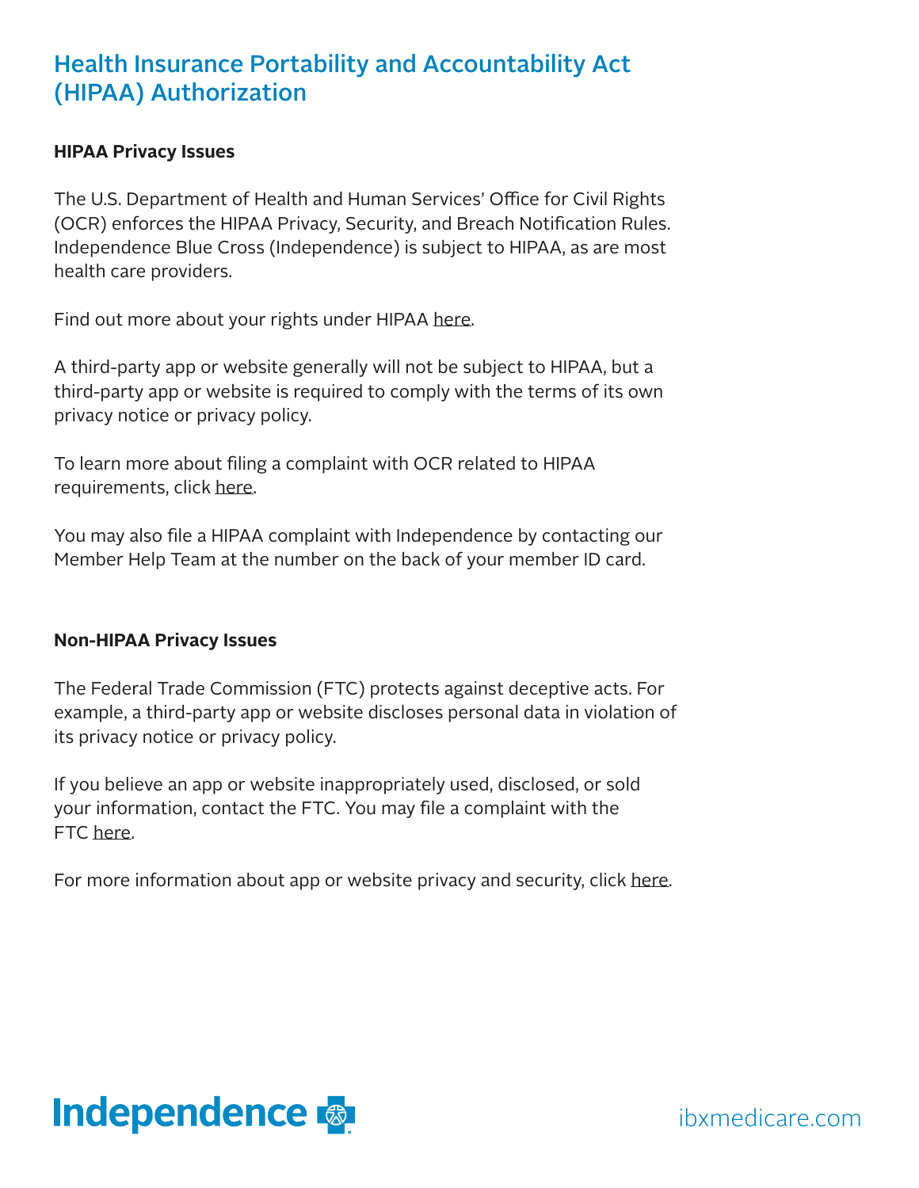# Health Insurance Portability and Accountability Act (HIPAA) Authorization

**HIPAA Privacy Issues**

The U.S. Department of Health and Human Services' Office for Civil Rights (OCR) enforces the HIPAA Privacy, Security, and Breach Notification Rules. Independence Blue Cross (Independence) is subject to HIPAA, as are most health care providers.

Find out more about your rights under HIPAA here.

A third-party app or website generally will not be subject to HIPAA, but a third-party app or website is required to comply with the terms of its own privacy notice or privacy policy.

To learn more about filing a complaint with OCR related to HIPAA requirements, click here.

You may also file a HIPAA complaint with Independence by contacting our Member Help Team at the number on the back of your member ID card.

**Non-HIPAA Privacy Issues**

The Federal Trade Commission (FTC) protects against deceptive acts. For example, a third-party app or website discloses personal data in violation of its privacy notice or privacy policy.

If you believe an app or website inappropriately used, disclosed, or sold your information, contact the FTC. You may file a complaint with the FTC here.

For more information about app or website privacy and security, click here.

Independence

ibxmedicare.com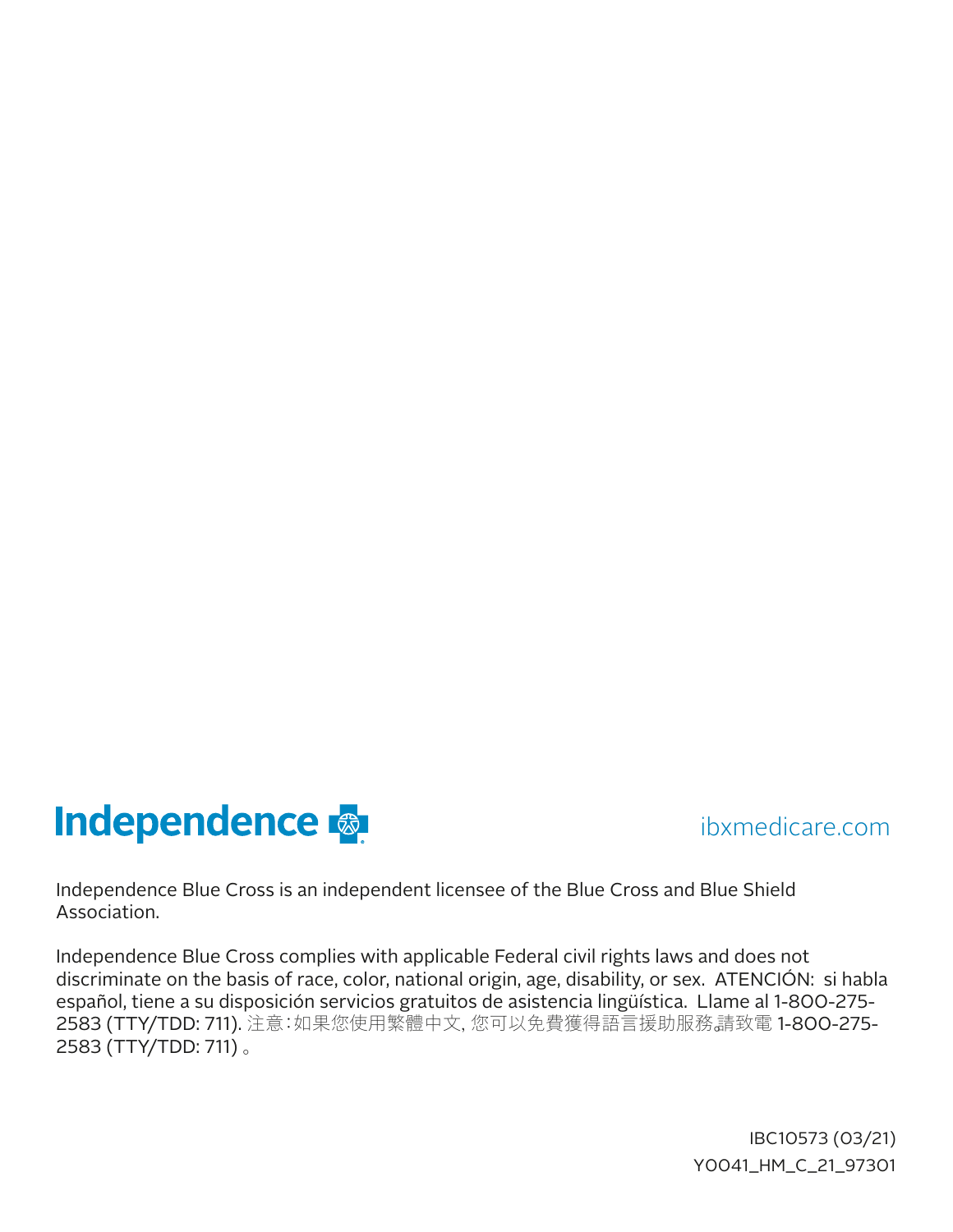Independence

ibxmedicare.com

Independence Blue Cross is an independent licensee of the Blue Cross and Blue Shield Association.

Independence Blue Cross complies with applicable Federal civil rights laws and does not discriminate on the basis of race, color, national origin, age, disability, or sex. ATENCIÓN: si habla español, tiene a su disposición servicios gratuitos de asistencia lingüística. Llame al 1-800-275-2583 (TTY/TDD: 711). 注意：如果您使用繁體中文, 您可以免費獲得語言援助服務。請致電 1-800-275-2583 (TTY/TDD: 711)。

IBC10573 (03/21)
Y0041_HM_C_21_97301